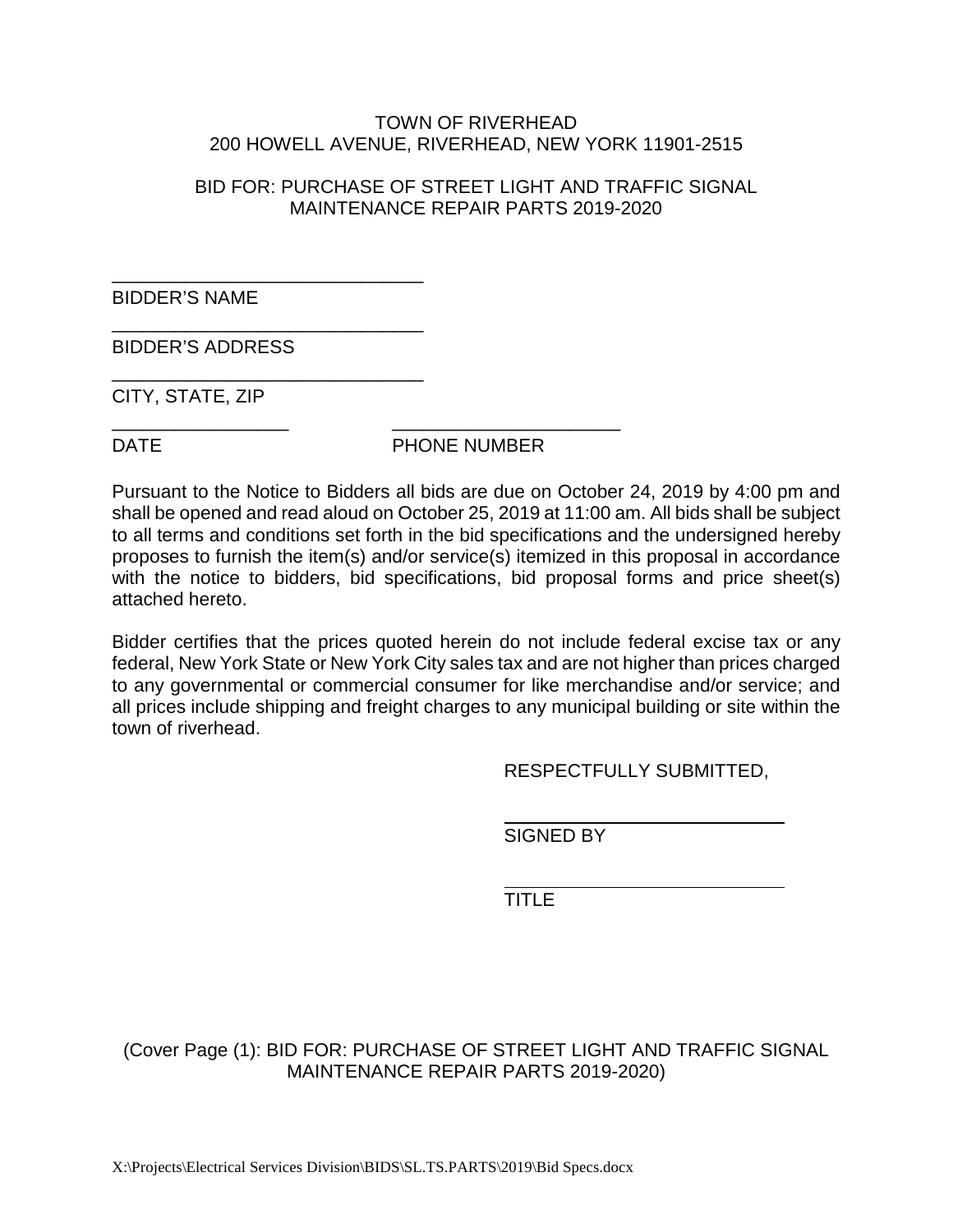TOWN OF RIVERHEAD
200 HOWELL AVENUE, RIVERHEAD, NEW YORK 11901-2515

BID FOR: PURCHASE OF STREET LIGHT AND TRAFFIC SIGNAL MAINTENANCE REPAIR PARTS 2019-2020

_______________________________
BIDDER'S NAME

_______________________________
BIDDER'S ADDRESS

_______________________________
CITY, STATE, ZIP

_________________ _______________________
DATE PHONE NUMBER

Pursuant to the Notice to Bidders all bids are due on October 24, 2019 by 4:00 pm and shall be opened and read aloud on October 25, 2019 at 11:00 am. All bids shall be subject to all terms and conditions set forth in the bid specifications and the undersigned hereby proposes to furnish the item(s) and/or service(s) itemized in this proposal in accordance with the notice to bidders, bid specifications, bid proposal forms and price sheet(s) attached hereto.

Bidder certifies that the prices quoted herein do not include federal excise tax or any federal, New York State or New York City sales tax and are not higher than prices charged to any governmental or commercial consumer for like merchandise and/or service; and all prices include shipping and freight charges to any municipal building or site within the town of riverhead.

RESPECTFULLY SUBMITTED,

_______________________________
SIGNED BY

_______________________________
TITLE

(Cover Page (1): BID FOR: PURCHASE OF STREET LIGHT AND TRAFFIC SIGNAL MAINTENANCE REPAIR PARTS 2019-2020)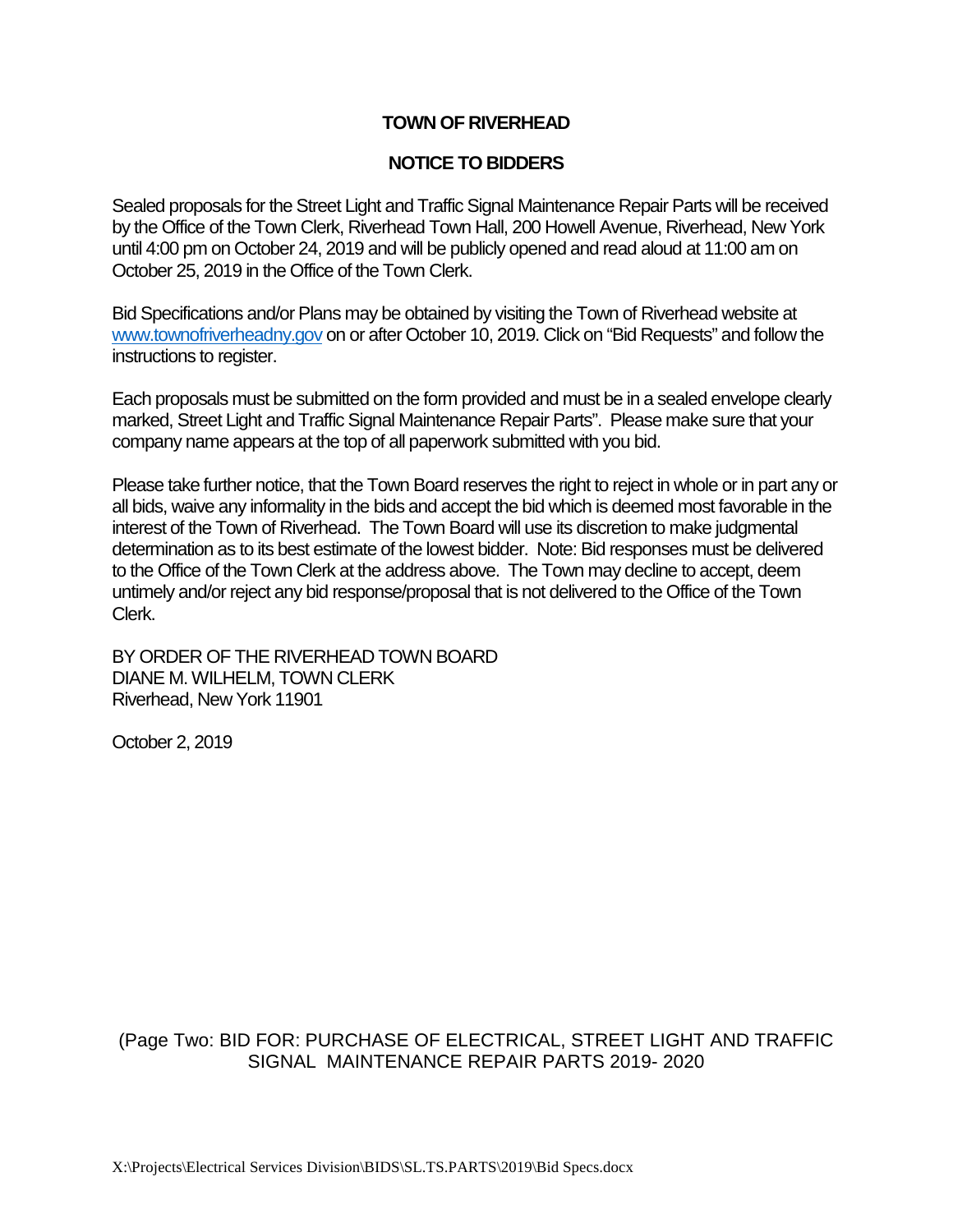# TOWN OF RIVERHEAD

## NOTICE TO BIDDERS

Sealed proposals for the Street Light and Traffic Signal Maintenance Repair Parts will be received by the Office of the Town Clerk, Riverhead Town Hall, 200 Howell Avenue, Riverhead, New York until 4:00 pm on October 24, 2019 and will be publicly opened and read aloud at 11:00 am on October 25, 2019 in the Office of the Town Clerk.

Bid Specifications and/or Plans may be obtained by visiting the Town of Riverhead website at www.townofriverheadny.gov on or after October 10, 2019. Click on "Bid Requests" and follow the instructions to register.

Each proposals must be submitted on the form provided and must be in a sealed envelope clearly marked, Street Light and Traffic Signal Maintenance Repair Parts". Please make sure that your company name appears at the top of all paperwork submitted with you bid.

Please take further notice, that the Town Board reserves the right to reject in whole or in part any or all bids, waive any informality in the bids and accept the bid which is deemed most favorable in the interest of the Town of Riverhead. The Town Board will use its discretion to make judgmental determination as to its best estimate of the lowest bidder. Note: Bid responses must be delivered to the Office of the Town Clerk at the address above. The Town may decline to accept, deem untimely and/or reject any bid response/proposal that is not delivered to the Office of the Town Clerk.

BY ORDER OF THE RIVERHEAD TOWN BOARD
DIANE M. WILHELM, TOWN CLERK
Riverhead, New York 11901

October 2, 2019

(Page Two: BID FOR: PURCHASE OF ELECTRICAL, STREET LIGHT AND TRAFFIC SIGNAL MAINTENANCE REPAIR PARTS 2019- 2020

X:\Projects\Electrical Services Division\BIDS\SL.TS.PARTS\2019\Bid Specs.docx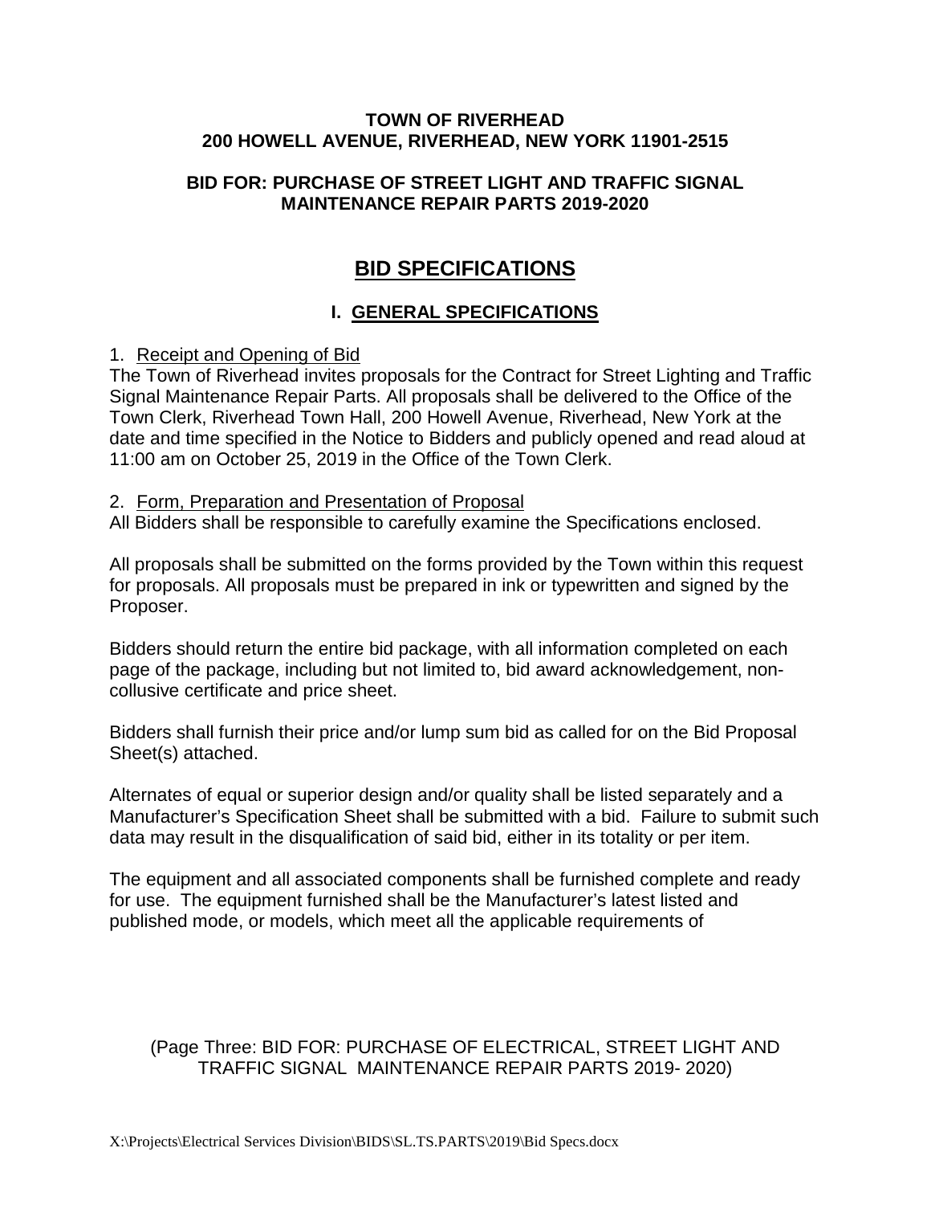**TOWN OF RIVERHEAD**
**200 HOWELL AVENUE, RIVERHEAD, NEW YORK 11901-2515**

**BID FOR: PURCHASE OF STREET LIGHT AND TRAFFIC SIGNAL MAINTENANCE REPAIR PARTS 2019-2020**

# BID SPECIFICATIONS

## I. GENERAL SPECIFICATIONS

1. Receipt and Opening of Bid

The Town of Riverhead invites proposals for the Contract for Street Lighting and Traffic Signal Maintenance Repair Parts. All proposals shall be delivered to the Office of the Town Clerk, Riverhead Town Hall, 200 Howell Avenue, Riverhead, New York at the date and time specified in the Notice to Bidders and publicly opened and read aloud at 11:00 am on October 25, 2019 in the Office of the Town Clerk.

2. Form, Preparation and Presentation of Proposal

All Bidders shall be responsible to carefully examine the Specifications enclosed.

All proposals shall be submitted on the forms provided by the Town within this request for proposals. All proposals must be prepared in ink or typewritten and signed by the Proposer.

Bidders should return the entire bid package, with all information completed on each page of the package, including but not limited to, bid award acknowledgement, non-collusive certificate and price sheet.

Bidders shall furnish their price and/or lump sum bid as called for on the Bid Proposal Sheet(s) attached.

Alternates of equal or superior design and/or quality shall be listed separately and a Manufacturer's Specification Sheet shall be submitted with a bid. Failure to submit such data may result in the disqualification of said bid, either in its totality or per item.

The equipment and all associated components shall be furnished complete and ready for use. The equipment furnished shall be the Manufacturer's latest listed and published mode, or models, which meet all the applicable requirements of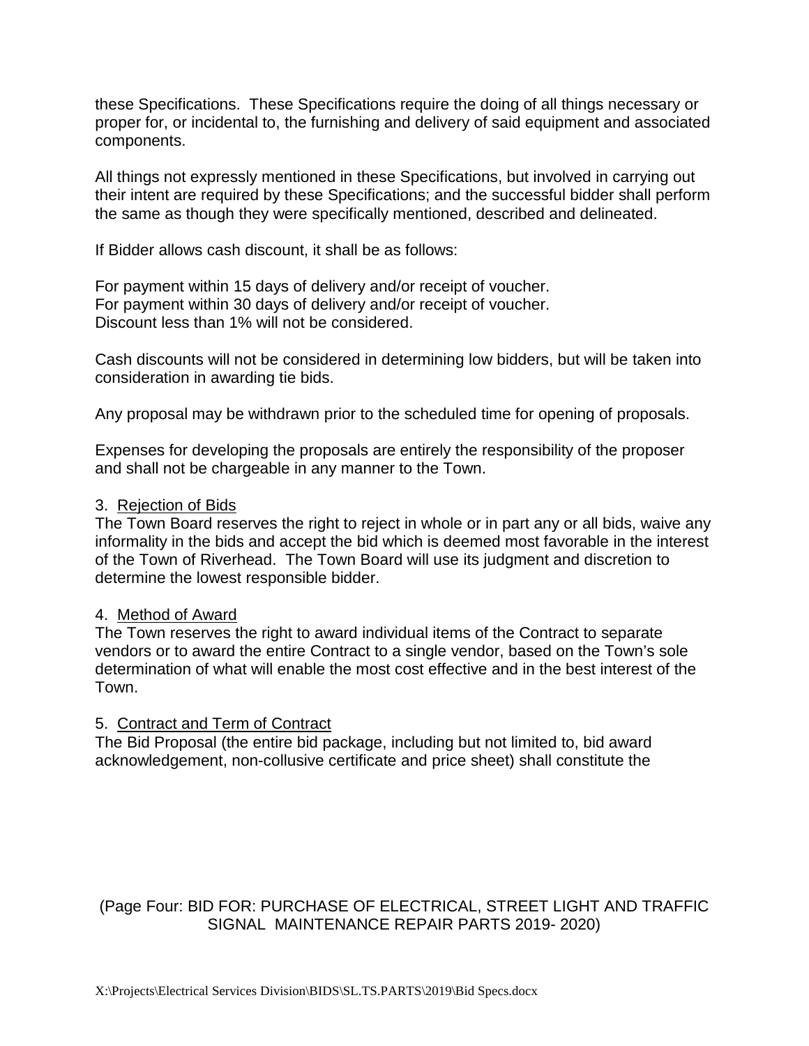these Specifications. These Specifications require the doing of all things necessary or proper for, or incidental to, the furnishing and delivery of said equipment and associated components.

All things not expressly mentioned in these Specifications, but involved in carrying out their intent are required by these Specifications; and the successful bidder shall perform the same as though they were specifically mentioned, described and delineated.

If Bidder allows cash discount, it shall be as follows:

For payment within 15 days of delivery and/or receipt of voucher.
For payment within 30 days of delivery and/or receipt of voucher.
Discount less than 1% will not be considered.

Cash discounts will not be considered in determining low bidders, but will be taken into consideration in awarding tie bids.

Any proposal may be withdrawn prior to the scheduled time for opening of proposals.

Expenses for developing the proposals are entirely the responsibility of the proposer and shall not be chargeable in any manner to the Town.

3. <u>Rejection of Bids</u>
The Town Board reserves the right to reject in whole or in part any or all bids, waive any informality in the bids and accept the bid which is deemed most favorable in the interest of the Town of Riverhead. The Town Board will use its judgment and discretion to determine the lowest responsible bidder.

4. <u>Method of Award</u>
The Town reserves the right to award individual items of the Contract to separate vendors or to award the entire Contract to a single vendor, based on the Town's sole determination of what will enable the most cost effective and in the best interest of the Town.

5. <u>Contract and Term of Contract</u>
The Bid Proposal (the entire bid package, including but not limited to, bid award acknowledgement, non-collusive certificate and price sheet) shall constitute the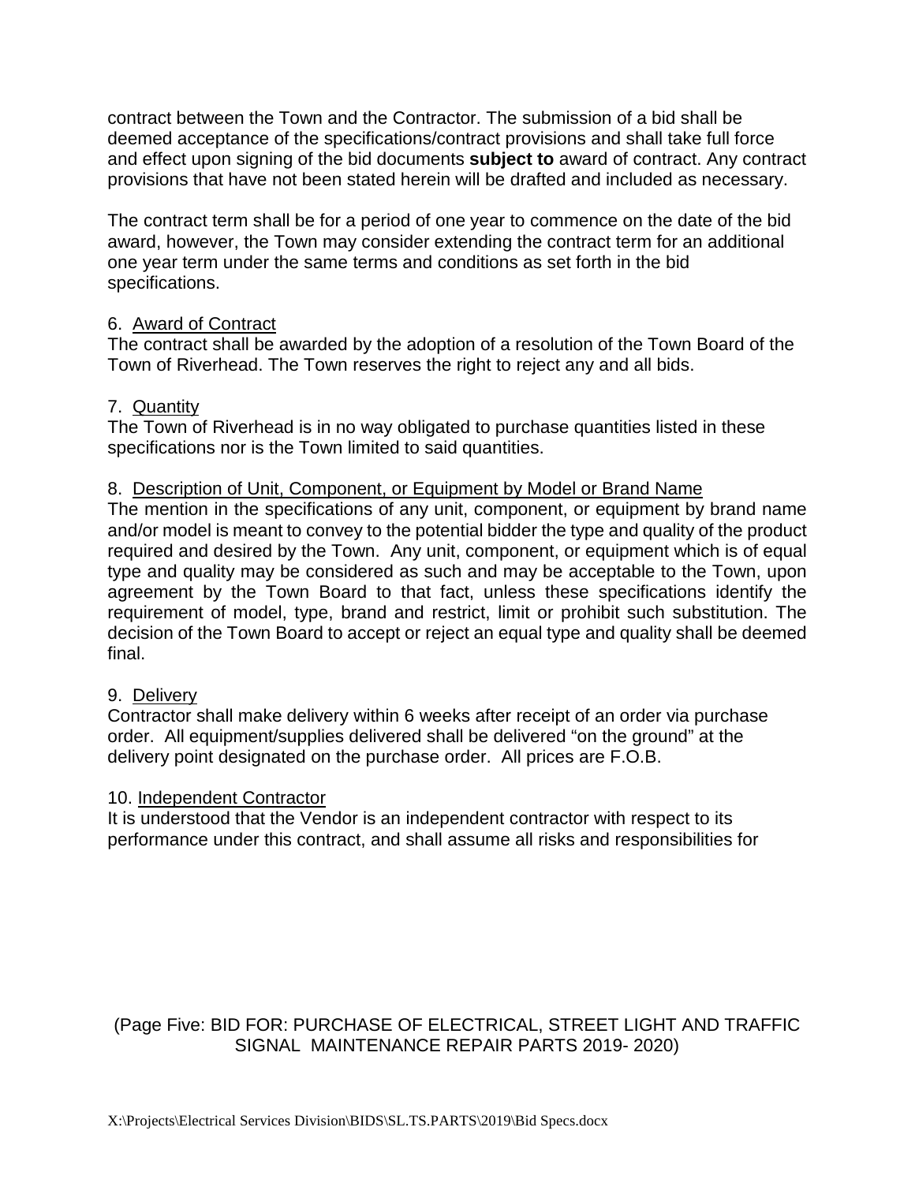contract between the Town and the Contractor. The submission of a bid shall be deemed acceptance of the specifications/contract provisions and shall take full force and effect upon signing of the bid documents **subject to** award of contract. Any contract provisions that have not been stated herein will be drafted and included as necessary.

The contract term shall be for a period of one year to commence on the date of the bid award, however, the Town may consider extending the contract term for an additional one year term under the same terms and conditions as set forth in the bid specifications.

6. Award of Contract
The contract shall be awarded by the adoption of a resolution of the Town Board of the Town of Riverhead. The Town reserves the right to reject any and all bids.

7. Quantity
The Town of Riverhead is in no way obligated to purchase quantities listed in these specifications nor is the Town limited to said quantities.

8. Description of Unit, Component, or Equipment by Model or Brand Name
The mention in the specifications of any unit, component, or equipment by brand name and/or model is meant to convey to the potential bidder the type and quality of the product required and desired by the Town. Any unit, component, or equipment which is of equal type and quality may be considered as such and may be acceptable to the Town, upon agreement by the Town Board to that fact, unless these specifications identify the requirement of model, type, brand and restrict, limit or prohibit such substitution. The decision of the Town Board to accept or reject an equal type and quality shall be deemed final.

9. Delivery
Contractor shall make delivery within 6 weeks after receipt of an order via purchase order. All equipment/supplies delivered shall be delivered "on the ground" at the delivery point designated on the purchase order. All prices are F.O.B.

10. Independent Contractor
It is understood that the Vendor is an independent contractor with respect to its performance under this contract, and shall assume all risks and responsibilities for

(Page Five: BID FOR: PURCHASE OF ELECTRICAL, STREET LIGHT AND TRAFFIC SIGNAL MAINTENANCE REPAIR PARTS 2019- 2020)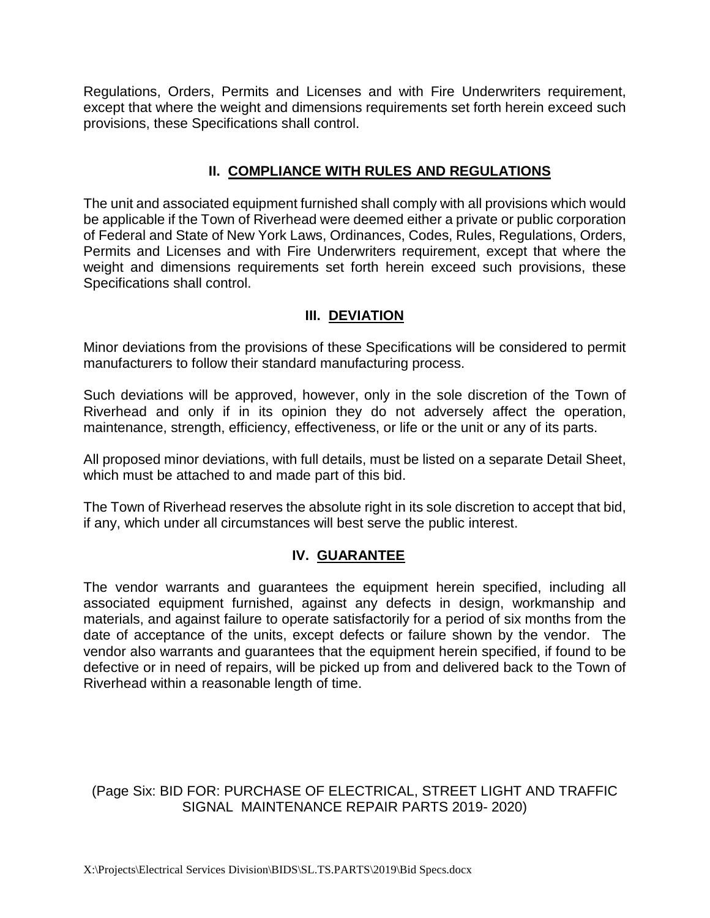Regulations, Orders, Permits and Licenses and with Fire Underwriters requirement, except that where the weight and dimensions requirements set forth herein exceed such provisions, these Specifications shall control.

## II. COMPLIANCE WITH RULES AND REGULATIONS

The unit and associated equipment furnished shall comply with all provisions which would be applicable if the Town of Riverhead were deemed either a private or public corporation of Federal and State of New York Laws, Ordinances, Codes, Rules, Regulations, Orders, Permits and Licenses and with Fire Underwriters requirement, except that where the weight and dimensions requirements set forth herein exceed such provisions, these Specifications shall control.

## III. DEVIATION

Minor deviations from the provisions of these Specifications will be considered to permit manufacturers to follow their standard manufacturing process.

Such deviations will be approved, however, only in the sole discretion of the Town of Riverhead and only if in its opinion they do not adversely affect the operation, maintenance, strength, efficiency, effectiveness, or life or the unit or any of its parts.

All proposed minor deviations, with full details, must be listed on a separate Detail Sheet, which must be attached to and made part of this bid.

The Town of Riverhead reserves the absolute right in its sole discretion to accept that bid, if any, which under all circumstances will best serve the public interest.

## IV. GUARANTEE

The vendor warrants and guarantees the equipment herein specified, including all associated equipment furnished, against any defects in design, workmanship and materials, and against failure to operate satisfactorily for a period of six months from the date of acceptance of the units, except defects or failure shown by the vendor. The vendor also warrants and guarantees that the equipment herein specified, if found to be defective or in need of repairs, will be picked up from and delivered back to the Town of Riverhead within a reasonable length of time.

(Page Six: BID FOR: PURCHASE OF ELECTRICAL, STREET LIGHT AND TRAFFIC SIGNAL MAINTENANCE REPAIR PARTS 2019- 2020)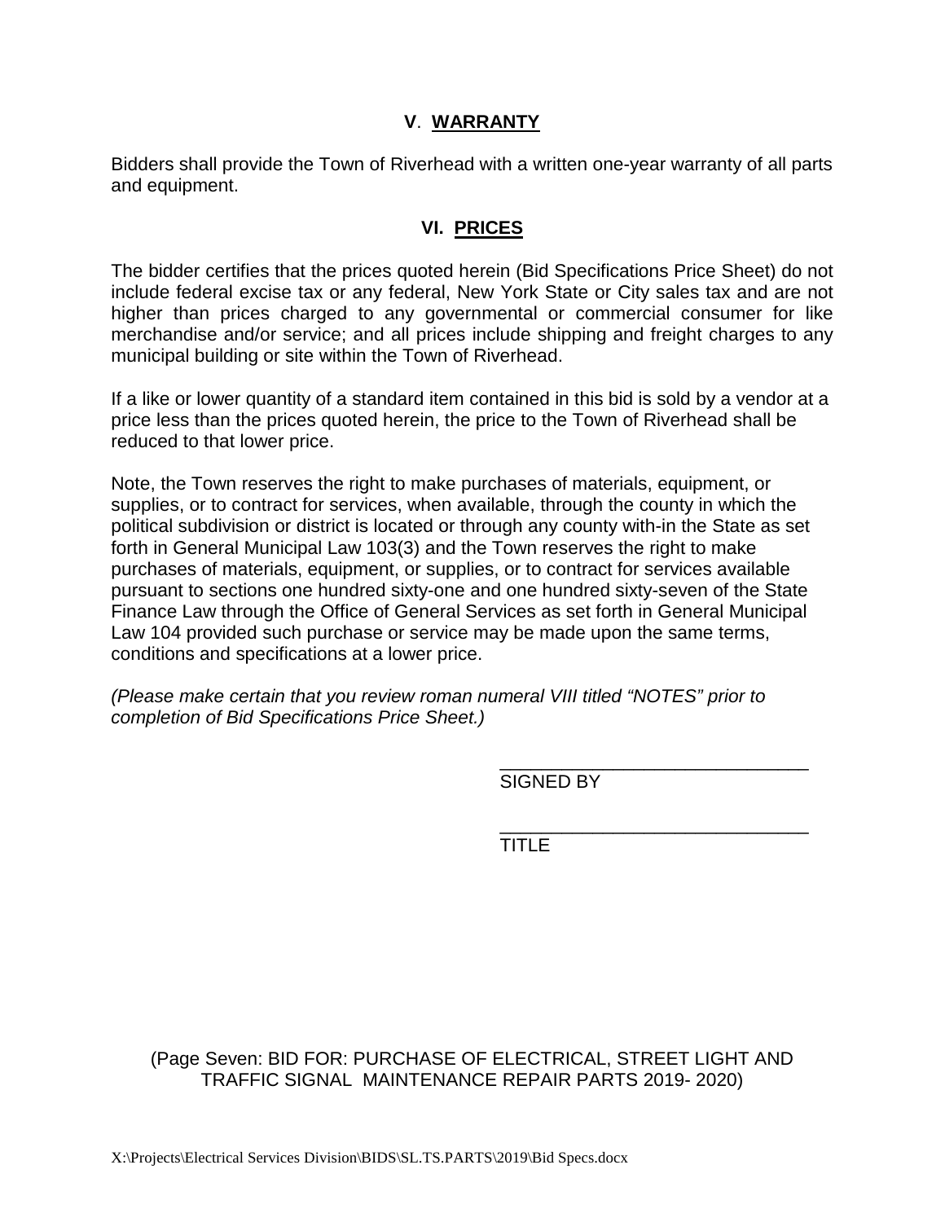## V. WARRANTY

Bidders shall provide the Town of Riverhead with a written one-year warranty of all parts and equipment.

## VI. PRICES

The bidder certifies that the prices quoted herein (Bid Specifications Price Sheet) do not include federal excise tax or any federal, New York State or City sales tax and are not higher than prices charged to any governmental or commercial consumer for like merchandise and/or service; and all prices include shipping and freight charges to any municipal building or site within the Town of Riverhead.

If a like or lower quantity of a standard item contained in this bid is sold by a vendor at a price less than the prices quoted herein, the price to the Town of Riverhead shall be reduced to that lower price.

Note, the Town reserves the right to make purchases of materials, equipment, or supplies, or to contract for services, when available, through the county in which the political subdivision or district is located or through any county with-in the State as set forth in General Municipal Law 103(3) and the Town reserves the right to make purchases of materials, equipment, or supplies, or to contract for services available pursuant to sections one hundred sixty-one and one hundred sixty-seven of the State Finance Law through the Office of General Services as set forth in General Municipal Law 104 provided such purchase or service may be made upon the same terms, conditions and specifications at a lower price.

*(Please make certain that you review roman numeral VIII titled "NOTES" prior to completion of Bid Specifications Price Sheet.)*

______________________________
SIGNED BY

______________________________
TITLE

(Page Seven: BID FOR: PURCHASE OF ELECTRICAL, STREET LIGHT AND TRAFFIC SIGNAL MAINTENANCE REPAIR PARTS 2019- 2020)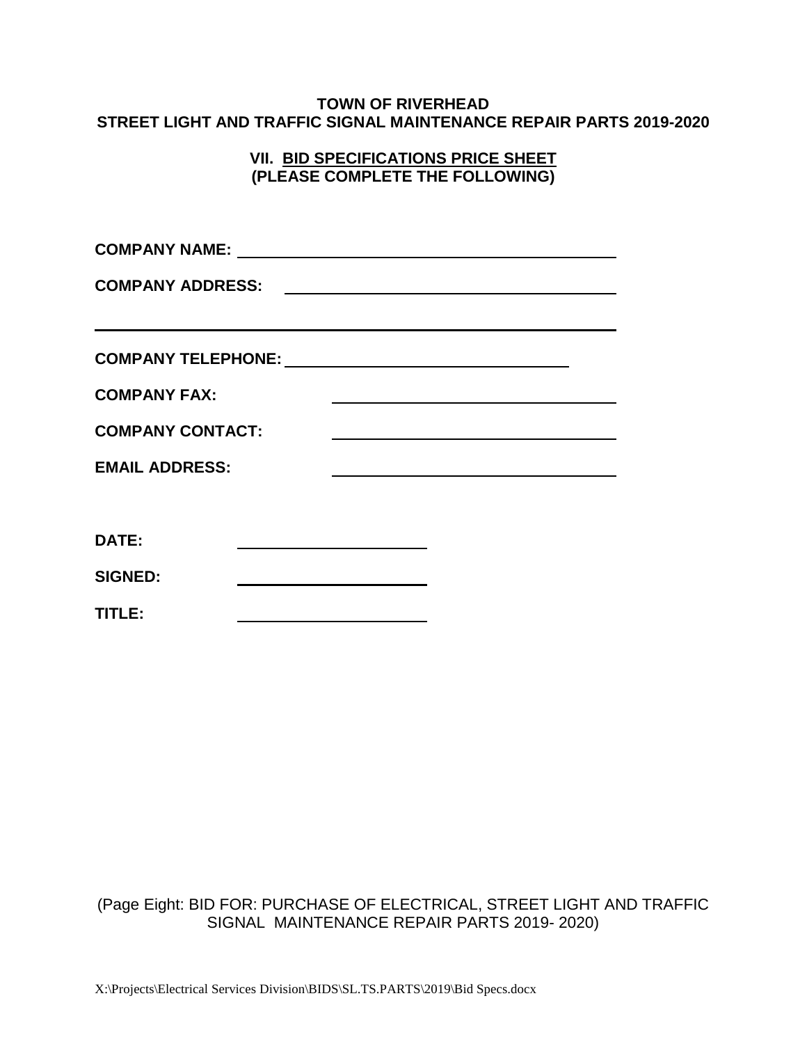**TOWN OF RIVERHEAD**
**STREET LIGHT AND TRAFFIC SIGNAL MAINTENANCE REPAIR PARTS 2019-2020**

**VII. BID SPECIFICATIONS PRICE SHEET**
**(PLEASE COMPLETE THE FOLLOWING)**

**COMPANY NAME:** ______________________________________________

**COMPANY ADDRESS:** ______________________________________________

______________________________________________________________

**COMPANY TELEPHONE:** ____________________________________

**COMPANY FAX:** ____________________________________

**COMPANY CONTACT:** ____________________________________

**EMAIL ADDRESS:** ____________________________________

**DATE:** ________________________

**SIGNED:** ________________________

**TITLE:** ________________________

(Page Eight: BID FOR: PURCHASE OF ELECTRICAL, STREET LIGHT AND TRAFFIC SIGNAL MAINTENANCE REPAIR PARTS 2019- 2020)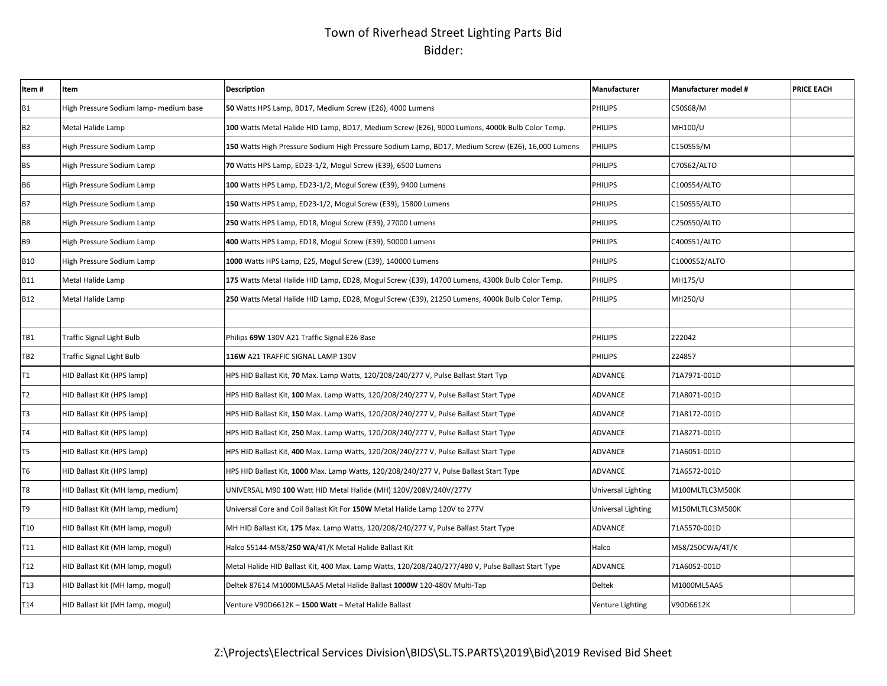# Town of Riverhead Street Lighting Parts Bid

Bidder:

| Item # | Item | Description | Manufacturer | Manufacturer model # | PRICE EACH |
|---|---|---|---|---|---|
| B1 | High Pressure Sodium lamp- medium base | **50** Watts HPS Lamp, BD17, Medium Screw (E26), 4000 Lumens | PHILIPS | C50S68/M | |
| B2 | Metal Halide Lamp | **100** Watts Metal Halide HID Lamp, BD17, Medium Screw (E26), 9000 Lumens, 4000k Bulb Color Temp. | PHILIPS | MH100/U | |
| B3 | High Pressure Sodium Lamp | **150** Watts High Pressure Sodium High Pressure Sodium Lamp, BD17, Medium Screw (E26), 16,000 Lumens | PHILIPS | C150S55/M | |
| B5 | High Pressure Sodium Lamp | **70** Watts HPS Lamp, ED23-1/2, Mogul Screw (E39), 6500 Lumens | PHILIPS | C70S62/ALTO | |
| B6 | High Pressure Sodium Lamp | **100** Watts HPS Lamp, ED23-1/2, Mogul Screw (E39), 9400 Lumens | PHILIPS | C100S54/ALTO | |
| B7 | High Pressure Sodium Lamp | **150** Watts HPS Lamp, ED23-1/2, Mogul Screw (E39), 15800 Lumens | PHILIPS | C150S55/ALTO | |
| B8 | High Pressure Sodium Lamp | **250** Watts HPS Lamp, ED18, Mogul Screw (E39), 27000 Lumens | PHILIPS | C250S50/ALTO | |
| B9 | High Pressure Sodium Lamp | **400** Watts HPS Lamp, ED18, Mogul Screw (E39), 50000 Lumens | PHILIPS | C400S51/ALTO | |
| B10 | High Pressure Sodium Lamp | **1000** Watts HPS Lamp, E25, Mogul Screw (E39), 140000 Lumens | PHILIPS | C1000S52/ALTO | |
| B11 | Metal Halide Lamp | **175** Watts Metal Halide HID Lamp, ED28, Mogul Screw (E39), 14700 Lumens, 4300k Bulb Color Temp. | PHILIPS | MH175/U | |
| B12 | Metal Halide Lamp | **250** Watts Metal Halide HID Lamp, ED28, Mogul Screw (E39), 21250 Lumens, 4000k Bulb Color Temp. | PHILIPS | MH250/U | |
| | | | | | |
| TB1 | Traffic Signal Light Bulb | Philips **69W** 130V A21 Traffic Signal E26 Base | PHILIPS | 222042 | |
| TB2 | Traffic Signal Light Bulb | **116W** A21 TRAFFIC SIGNAL LAMP 130V | PHILIPS | 224857 | |
| T1 | HID Ballast Kit (HPS lamp) | HPS HID Ballast Kit, **70** Max. Lamp Watts, 120/208/240/277 V, Pulse Ballast Start Typ | ADVANCE | 71A7971-001D | |
| T2 | HID Ballast Kit (HPS lamp) | HPS HID Ballast Kit, **100** Max. Lamp Watts, 120/208/240/277 V, Pulse Ballast Start Type | ADVANCE | 71A8071-001D | |
| T3 | HID Ballast Kit (HPS lamp) | HPS HID Ballast Kit, **150** Max. Lamp Watts, 120/208/240/277 V, Pulse Ballast Start Type | ADVANCE | 71A8172-001D | |
| T4 | HID Ballast Kit (HPS lamp) | HPS HID Ballast Kit, **250** Max. Lamp Watts, 120/208/240/277 V, Pulse Ballast Start Type | ADVANCE | 71A8271-001D | |
| T5 | HID Ballast Kit (HPS lamp) | HPS HID Ballast Kit, **400** Max. Lamp Watts, 120/208/240/277 V, Pulse Ballast Start Type | ADVANCE | 71A6051-001D | |
| T6 | HID Ballast Kit (HPS lamp) | HPS HID Ballast Kit, **1000** Max. Lamp Watts, 120/208/240/277 V, Pulse Ballast Start Type | ADVANCE | 71A6572-001D | |
| T8 | HID Ballast Kit (MH lamp, medium) | UNIVERSAL M90 **100** Watt HID Metal Halide (MH) 120V/208V/240V/277V | Universal Lighting | M100MLTLC3M500K | |
| T9 | HID Ballast Kit (MH lamp, medium) | Universal Core and Coil Ballast Kit For **150W** Metal Halide Lamp 120V to 277V | Universal Lighting | M150MLTLC3M500K | |
| T10 | HID Ballast Kit (MH lamp, mogul) | MH HID Ballast Kit, **175** Max. Lamp Watts, 120/208/240/277 V, Pulse Ballast Start Type | ADVANCE | 71A5570-001D | |
| T11 | HID Ballast Kit (MH lamp, mogul) | Halco 55144-M58/**250 WA**/4T/K Metal Halide Ballast Kit | Halco | M58/250CWA/4T/K | |
| T12 | HID Ballast Kit (MH lamp, mogul) | Metal Halide HID Ballast Kit, 400 Max. Lamp Watts, 120/208/240/277/480 V, Pulse Ballast Start Type | ADVANCE | 71A6052-001D | |
| T13 | HID Ballast kit (MH lamp, mogul) | Deltek 87614 M1000ML5AA5 Metal Halide Ballast **1000W** 120-480V Multi-Tap | Deltek | M1000ML5AA5 | |
| T14 | HID Ballast kit (MH lamp, mogul) | Venture V90D6612K – **1500 Watt** – Metal Halide Ballast | Venture Lighting | V90D6612K | |

Z:\Projects\Electrical Services Division\BIDS\SL.TS.PARTS\2019\Bid\2019 Revised Bid Sheet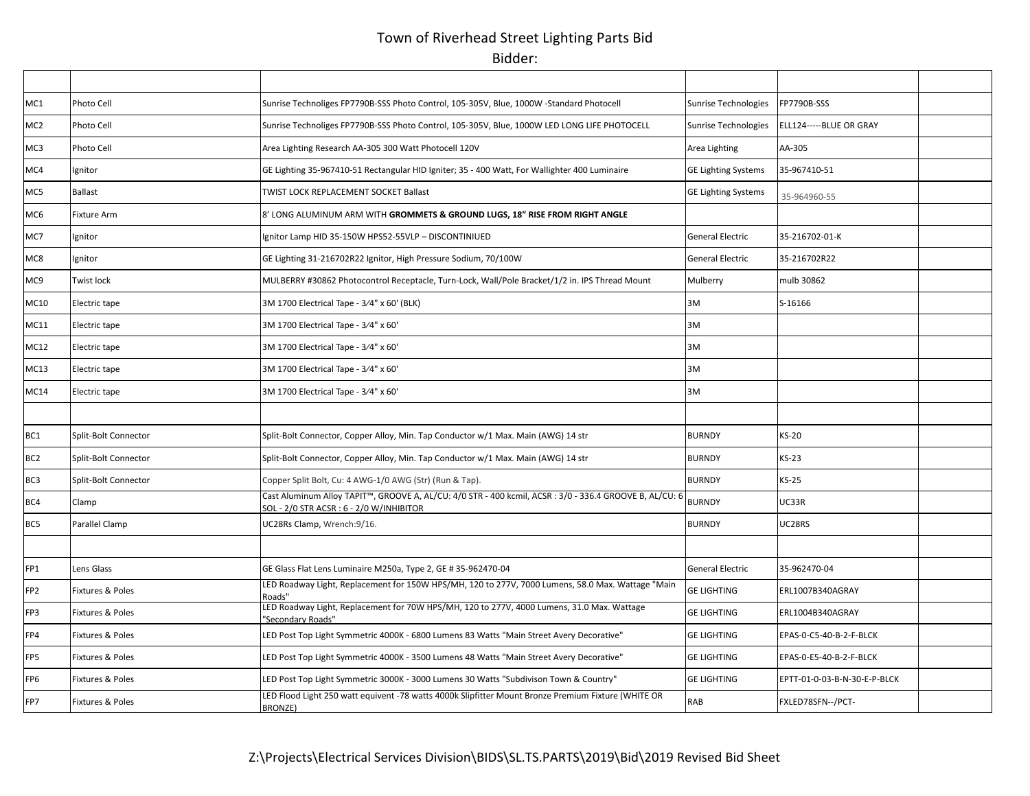# Town of Riverhead Street Lighting Parts Bid

Bidder:

| | | | | | |
|---|---|---|---|---|---|
| MC1 | Photo Cell | Sunrise Technoliges FP7790B-SSS Photo Control, 105-305V, Blue, 1000W -Standard Photocell | Sunrise Technologies | FP7790B-SSS | |
| MC2 | Photo Cell | Sunrise Technoliges FP7790B-SSS Photo Control, 105-305V, Blue, 1000W LED LONG LIFE PHOTOCELL | Sunrise Technologies | ELL124-----BLUE OR GRAY | |
| MC3 | Photo Cell | Area Lighting Research AA-305 300 Watt Photocell 120V | Area Lighting | AA-305 | |
| MC4 | Ignitor | GE Lighting 35-967410-51 Rectangular HID Igniter; 35 - 400 Watt, For Wallighter 400 Luminaire | GE Lighting Systems | 35-967410-51 | |
| MC5 | Ballast | TWIST LOCK REPLACEMENT SOCKET Ballast | GE Lighting Systems | 35-964960-55 | |
| MC6 | Fixture Arm | 8' LONG ALUMINUM ARM WITH **GROMMETS & GROUND LUGS, 18" RISE FROM RIGHT ANGLE** | | | |
| MC7 | Ignitor | Ignitor Lamp HID 35-150W HPS52-55VLP – DISCONTINIUED | General Electric | 35-216702-01-K | |
| MC8 | Ignitor | GE Lighting 31-216702R22 Ignitor, High Pressure Sodium, 70/100W | General Electric | 35-216702R22 | |
| MC9 | Twist lock | MULBERRY #30862 Photocontrol Receptacle, Turn-Lock, Wall/Pole Bracket/1/2 in. IPS Thread Mount | Mulberry | mulb 30862 | |
| MC10 | Electric tape | 3M 1700 Electrical Tape - 3⁄4" x 60' (BLK) | 3M | S-16166 | |
| MC11 | Electric tape | 3M 1700 Electrical Tape - 3⁄4" x 60' | 3M | | |
| MC12 | Electric tape | 3M 1700 Electrical Tape - 3⁄4" x 60' | 3M | | |
| MC13 | Electric tape | 3M 1700 Electrical Tape - 3⁄4" x 60' | 3M | | |
| MC14 | Electric tape | 3M 1700 Electrical Tape - 3⁄4" x 60' | 3M | | |
| | | | | | |
| BC1 | Split-Bolt Connector | Split-Bolt Connector, Copper Alloy, Min. Tap Conductor w/1 Max. Main (AWG) 14 str | BURNDY | KS-20 | |
| BC2 | Split-Bolt Connector | Split-Bolt Connector, Copper Alloy, Min. Tap Conductor w/1 Max. Main (AWG) 14 str | BURNDY | KS-23 | |
| BC3 | Split-Bolt Connector | Copper Split Bolt, Cu: 4 AWG-1/0 AWG (Str) (Run & Tap). | BURNDY | KS-25 | |
| BC4 | Clamp | Cast Aluminum Alloy TAPIT™, GROOVE A, AL/CU: 4/0 STR - 400 kcmil, ACSR : 3/0 - 336.4 GROOVE B, AL/CU: 6 SOL - 2/0 STR ACSR : 6 - 2/0 W/INHIBITOR | BURNDY | UC33R | |
| BC5 | Parallel Clamp | UC28Rs Clamp, Wrench:9/16. | BURNDY | UC28RS | |
| | | | | | |
| FP1 | Lens Glass | GE Glass Flat Lens Luminaire M250a, Type 2, GE # 35-962470-04 | General Electric | 35-962470-04 | |
| FP2 | Fixtures & Poles | LED Roadway Light, Replacement for 150W HPS/MH, 120 to 277V, 7000 Lumens, 58.0 Max. Wattage "Main Roads" | GE LIGHTING | ERL1007B340AGRAY | |
| FP3 | Fixtures & Poles | LED Roadway Light, Replacement for 70W HPS/MH, 120 to 277V, 4000 Lumens, 31.0 Max. Wattage "Secondary Roads" | GE LIGHTING | ERL1004B340AGRAY | |
| FP4 | Fixtures & Poles | LED Post Top Light Symmetric 4000K - 6800 Lumens 83 Watts "Main Street Avery Decorative" | GE LIGHTING | EPAS-0-C5-40-B-2-F-BLCK | |
| FP5 | Fixtures & Poles | LED Post Top Light Symmetric 4000K - 3500 Lumens 48 Watts "Main Street Avery Decorative" | GE LIGHTING | EPAS-0-E5-40-B-2-F-BLCK | |
| FP6 | Fixtures & Poles | LED Post Top Light Symmetric 3000K - 3000 Lumens 30 Watts "Subdivison Town & Country" | GE LIGHTING | EPTT-01-0-03-B-N-30-E-P-BLCK | |
| FP7 | Fixtures & Poles | LED Flood Light 250 watt equivent -78 watts 4000k Slipfitter Mount Bronze Premium Fixture (WHITE OR BRONZE) | RAB | FXLED78SFN--/PCT- | |

Z:\Projects\Electrical Services Division\BIDS\SL.TS.PARTS\2019\Bid\2019 Revised Bid Sheet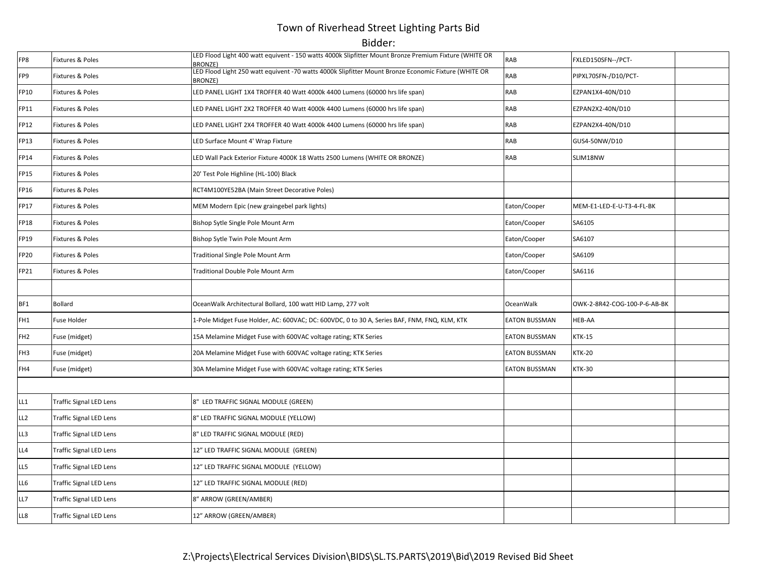# Town of Riverhead Street Lighting Parts Bid

## Bidder:

| | | | | | |
|---|---|---|---|---|---|
| FP8 | Fixtures & Poles | LED Flood Light 400 watt equivent - 150 watts 4000k Slipfitter Mount Bronze Premium Fixture (WHITE OR BRONZE) | RAB | FXLED150SFN--/PCT- | |
| FP9 | Fixtures & Poles | LED Flood Light 250 watt equivent -70 watts 4000k Slipfitter Mount Bronze Economic Fixture (WHITE OR BRONZE) | RAB | PIPXL70SFN-/D10/PCT- | |
| FP10 | Fixtures & Poles | LED PANEL LIGHT 1X4 TROFFER 40 Watt 4000k 4400 Lumens (60000 hrs life span) | RAB | EZPAN1X4-40N/D10 | |
| FP11 | Fixtures & Poles | LED PANEL LIGHT 2X2 TROFFER 40 Watt 4000k 4400 Lumens (60000 hrs life span) | RAB | EZPAN2X2-40N/D10 | |
| FP12 | Fixtures & Poles | LED PANEL LIGHT 2X4 TROFFER 40 Watt 4000k 4400 Lumens (60000 hrs life span) | RAB | EZPAN2X4-40N/D10 | |
| FP13 | Fixtures & Poles | LED Surface Mount 4' Wrap Fixture | RAB | GUS4-50NW/D10 | |
| FP14 | Fixtures & Poles | LED Wall Pack Exterior Fixture 4000K 18 Watts 2500 Lumens (WHITE OR BRONZE) | RAB | SLIM18NW | |
| FP15 | Fixtures & Poles | 20' Test Pole Highline (HL-100) Black | | | |
| FP16 | Fixtures & Poles | RCT4M100YE52BA (Main Street Decorative Poles) | | | |
| FP17 | Fixtures & Poles | MEM Modern Epic (new graingebel park lights) | Eaton/Cooper | MEM-E1-LED-E-U-T3-4-FL-BK | |
| FP18 | Fixtures & Poles | Bishop Sytle Single Pole Mount Arm | Eaton/Cooper | SA6105 | |
| FP19 | Fixtures & Poles | Bishop Sytle Twin Pole Mount Arm | Eaton/Cooper | SA6107 | |
| FP20 | Fixtures & Poles | Traditional Single Pole Mount Arm | Eaton/Cooper | SA6109 | |
| FP21 | Fixtures & Poles | Traditional Double Pole Mount Arm | Eaton/Cooper | SA6116 | |
| | | | | | |
| BF1 | Bollard | OceanWalk Architectural Bollard, 100 watt HID Lamp, 277 volt | OceanWalk | OWK-2-8R42-COG-100-P-6-AB-BK | |
| FH1 | Fuse Holder | 1-Pole Midget Fuse Holder, AC: 600VAC; DC: 600VDC, 0 to 30 A, Series BAF, FNM, FNQ, KLM, KTK | EATON BUSSMAN | HEB-AA | |
| FH2 | Fuse (midget) | 15A Melamine Midget Fuse with 600VAC voltage rating; KTK Series | EATON BUSSMAN | KTK-15 | |
| FH3 | Fuse (midget) | 20A Melamine Midget Fuse with 600VAC voltage rating; KTK Series | EATON BUSSMAN | KTK-20 | |
| FH4 | Fuse (midget) | 30A Melamine Midget Fuse with 600VAC voltage rating; KTK Series | EATON BUSSMAN | KTK-30 | |
| | | | | | |
| LL1 | Traffic Signal LED Lens | 8" LED TRAFFIC SIGNAL MODULE (GREEN) | | | |
| LL2 | Traffic Signal LED Lens | 8" LED TRAFFIC SIGNAL MODULE (YELLOW) | | | |
| LL3 | Traffic Signal LED Lens | 8" LED TRAFFIC SIGNAL MODULE (RED) | | | |
| LL4 | Traffic Signal LED Lens | 12" LED TRAFFIC SIGNAL MODULE (GREEN) | | | |
| LL5 | Traffic Signal LED Lens | 12" LED TRAFFIC SIGNAL MODULE (YELLOW) | | | |
| LL6 | Traffic Signal LED Lens | 12" LED TRAFFIC SIGNAL MODULE (RED) | | | |
| LL7 | Traffic Signal LED Lens | 8" ARROW (GREEN/AMBER) | | | |
| LL8 | Traffic Signal LED Lens | 12" ARROW (GREEN/AMBER) | | | |

Z:\Projects\Electrical Services Division\BIDS\SL.TS.PARTS\2019\Bid\2019 Revised Bid Sheet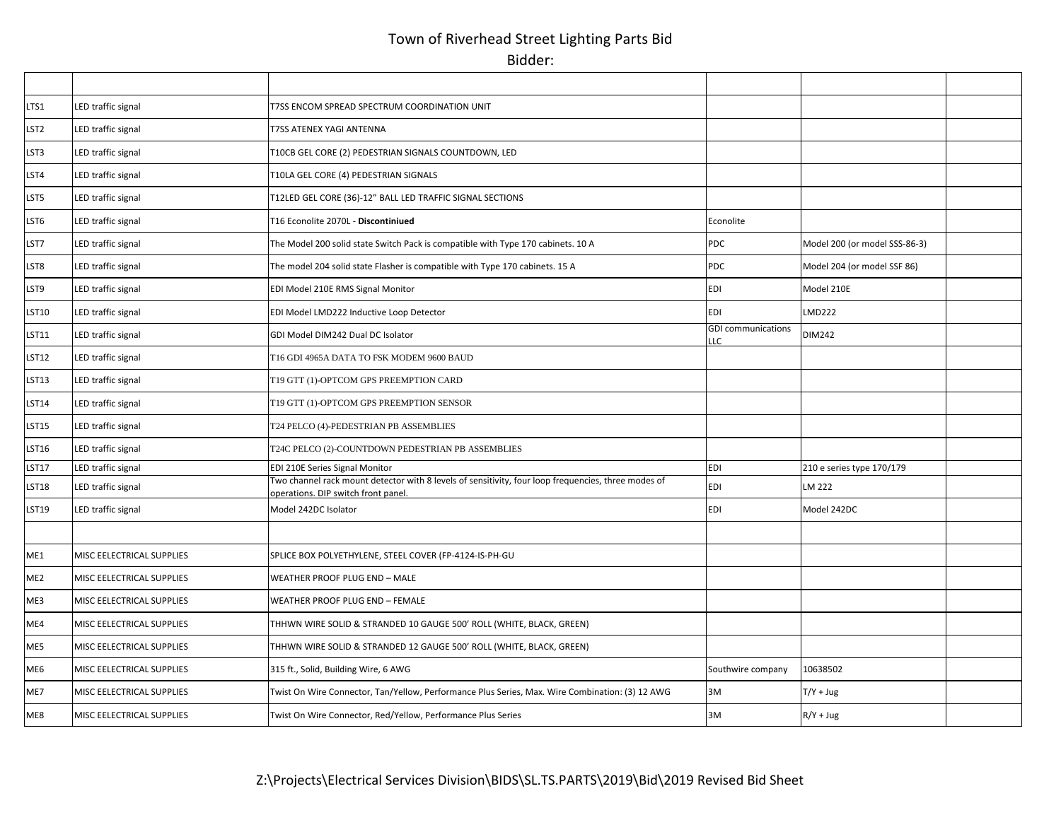# Town of Riverhead Street Lighting Parts Bid

Bidder:

| | | | | | |
|---|---|---|---|---|---|
| LTS1 | LED traffic signal | T7SS ENCOM SPREAD SPECTRUM COORDINATION UNIT | | | |
| LST2 | LED traffic signal | T7SS ATENEX YAGI ANTENNA | | | |
| LST3 | LED traffic signal | T10CB GEL CORE (2) PEDESTRIAN SIGNALS COUNTDOWN, LED | | | |
| LST4 | LED traffic signal | T10LA GEL CORE (4) PEDESTRIAN SIGNALS | | | |
| LST5 | LED traffic signal | T12LED GEL CORE (36)-12" BALL LED TRAFFIC SIGNAL SECTIONS | | | |
| LST6 | LED traffic signal | T16 Econolite 2070L - **Discontiniued** | Econolite | | |
| LST7 | LED traffic signal | The Model 200 solid state Switch Pack is compatible with Type 170 cabinets. 10 A | PDC | Model 200 (or model SSS-86-3) | |
| LST8 | LED traffic signal | The model 204 solid state Flasher is compatible with Type 170 cabinets. 15 A | PDC | Model 204 (or model SSF 86) | |
| LST9 | LED traffic signal | EDI Model 210E RMS Signal Monitor | EDI | Model 210E | |
| LST10 | LED traffic signal | EDI Model LMD222 Inductive Loop Detector | EDI | LMD222 | |
| LST11 | LED traffic signal | GDI Model DIM242 Dual DC Isolator | GDI communications LLC | DIM242 | |
| LST12 | LED traffic signal | T16 GDI 4965A DATA TO FSK MODEM 9600 BAUD | | | |
| LST13 | LED traffic signal | T19 GTT (1)-OPTCOM GPS PREEMPTION CARD | | | |
| LST14 | LED traffic signal | T19 GTT (1)-OPTCOM GPS PREEMPTION SENSOR | | | |
| LST15 | LED traffic signal | T24 PELCO (4)-PEDESTRIAN PB ASSEMBLIES | | | |
| LST16 | LED traffic signal | T24C PELCO (2)-COUNTDOWN PEDESTRIAN PB ASSEMBLIES | | | |
| LST17 | LED traffic signal | EDI 210E Series Signal Monitor | EDI | 210 e series type 170/179 | |
| LST18 | LED traffic signal | Two channel rack mount detector with 8 levels of sensitivity, four loop frequencies, three modes of operations. DIP switch front panel. | EDI | LM 222 | |
| LST19 | LED traffic signal | Model 242DC Isolator | EDI | Model 242DC | |
| | | | | | |
| ME1 | MISC EELECTRICAL SUPPLIES | SPLICE BOX POLYETHYLENE, STEEL COVER (FP-4124-IS-PH-GU | | | |
| ME2 | MISC EELECTRICAL SUPPLIES | WEATHER PROOF PLUG END – MALE | | | |
| ME3 | MISC EELECTRICAL SUPPLIES | WEATHER PROOF PLUG END – FEMALE | | | |
| ME4 | MISC EELECTRICAL SUPPLIES | THHWN WIRE SOLID & STRANDED 10 GAUGE 500' ROLL (WHITE, BLACK, GREEN) | | | |
| ME5 | MISC EELECTRICAL SUPPLIES | THHWN WIRE SOLID & STRANDED 12 GAUGE 500' ROLL (WHITE, BLACK, GREEN) | | | |
| ME6 | MISC EELECTRICAL SUPPLIES | 315 ft., Solid, Building Wire, 6 AWG | Southwire company | 10638502 | |
| ME7 | MISC EELECTRICAL SUPPLIES | Twist On Wire Connector, Tan/Yellow, Performance Plus Series, Max. Wire Combination: (3) 12 AWG | 3M | T/Y + Jug | |
| ME8 | MISC EELECTRICAL SUPPLIES | Twist On Wire Connector, Red/Yellow, Performance Plus Series | 3M | R/Y + Jug | |

Z:\Projects\Electrical Services Division\BIDS\SL.TS.PARTS\2019\Bid\2019 Revised Bid Sheet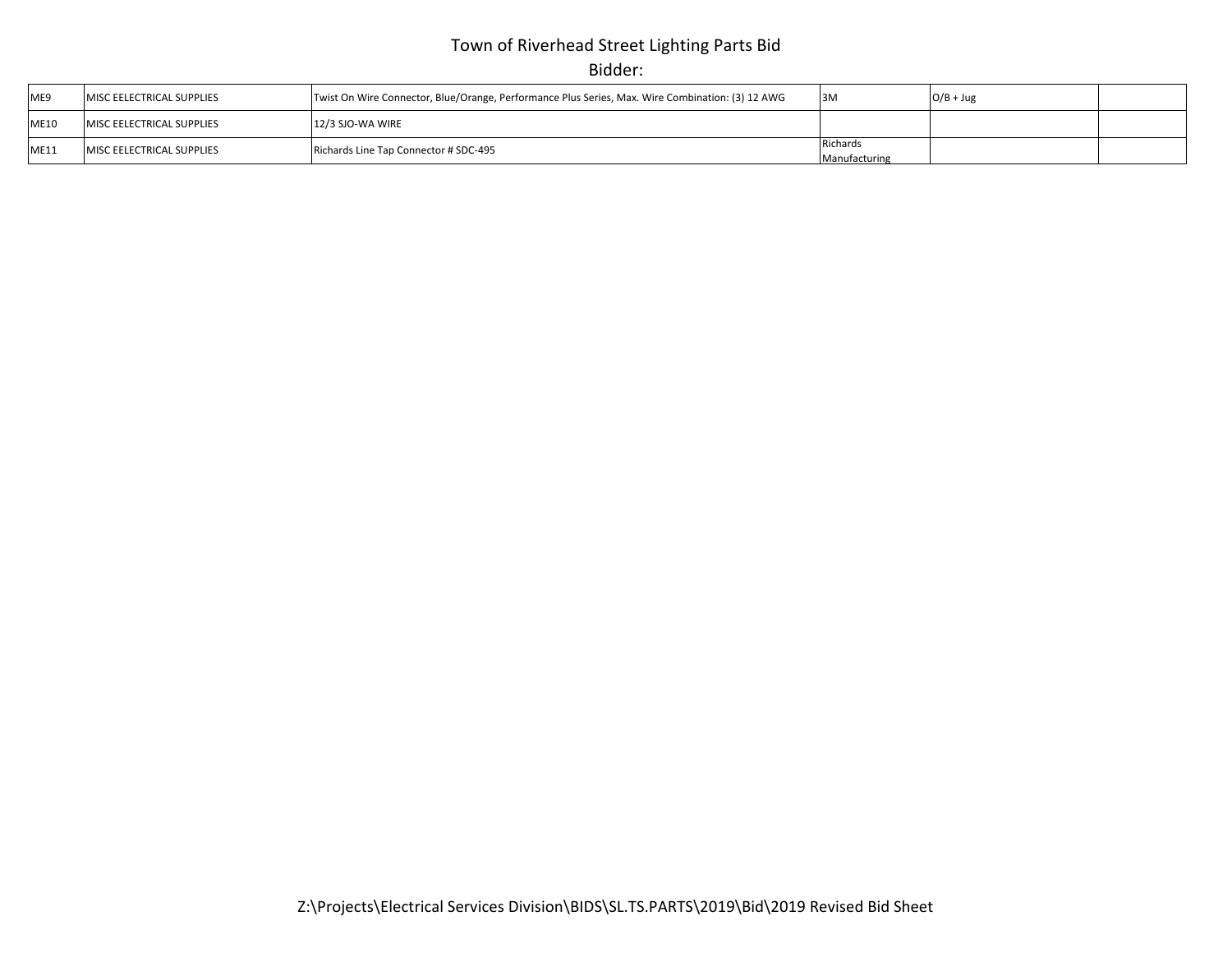# Town of Riverhead Street Lighting Parts Bid

Bidder:

| | | | | | |
|---|---|---|---|---|---|
| ME9 | MISC EELECTRICAL SUPPLIES | Twist On Wire Connector, Blue/Orange, Performance Plus Series, Max. Wire Combination: (3) 12 AWG | 3M | O/B + Jug | |
| ME10 | MISC EELECTRICAL SUPPLIES | 12/3 SJO-WA WIRE | | | |
| ME11 | MISC EELECTRICAL SUPPLIES | Richards Line Tap Connector # SDC-495 | Richards Manufacturing | | |

Z:\Projects\Electrical Services Division\BIDS\SL.TS.PARTS\2019\Bid\2019 Revised Bid Sheet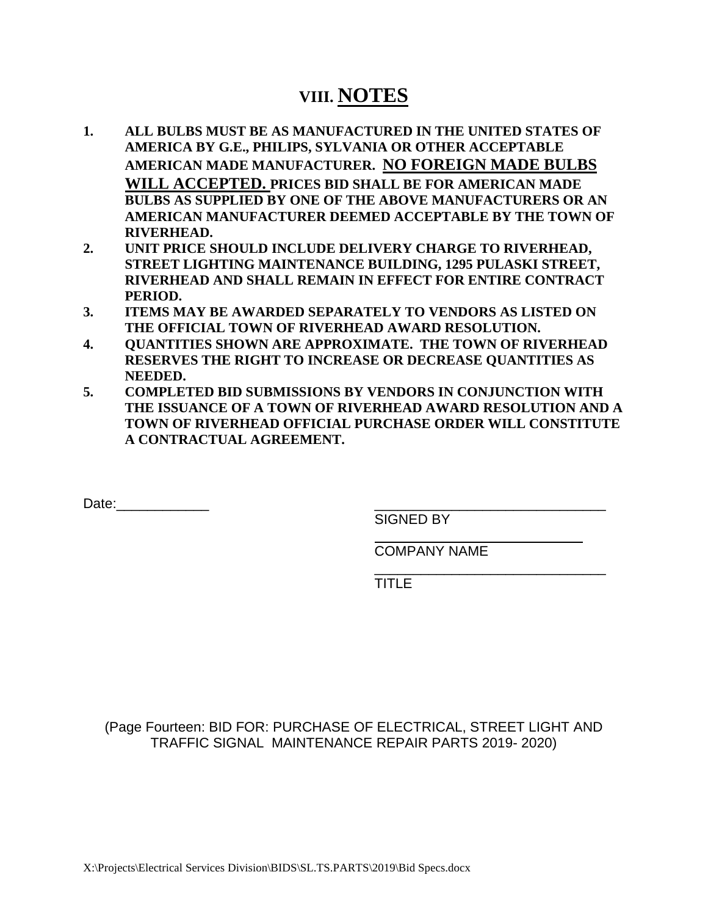# VIII. NOTES

1. **ALL BULBS MUST BE AS MANUFACTURED IN THE UNITED STATES OF AMERICA BY G.E., PHILIPS, SYLVANIA OR OTHER ACCEPTABLE AMERICAN MADE MANUFACTURER. NO FOREIGN MADE BULBS WILL ACCEPTED. PRICES BID SHALL BE FOR AMERICAN MADE BULBS AS SUPPLIED BY ONE OF THE ABOVE MANUFACTURERS OR AN AMERICAN MANUFACTURER DEEMED ACCEPTABLE BY THE TOWN OF RIVERHEAD.**
2. **UNIT PRICE SHOULD INCLUDE DELIVERY CHARGE TO RIVERHEAD, STREET LIGHTING MAINTENANCE BUILDING, 1295 PULASKI STREET, RIVERHEAD AND SHALL REMAIN IN EFFECT FOR ENTIRE CONTRACT PERIOD.**
3. **ITEMS MAY BE AWARDED SEPARATELY TO VENDORS AS LISTED ON THE OFFICIAL TOWN OF RIVERHEAD AWARD RESOLUTION.**
4. **QUANTITIES SHOWN ARE APPROXIMATE. THE TOWN OF RIVERHEAD RESERVES THE RIGHT TO INCREASE OR DECREASE QUANTITIES AS NEEDED.**
5. **COMPLETED BID SUBMISSIONS BY VENDORS IN CONJUNCTION WITH THE ISSUANCE OF A TOWN OF RIVERHEAD AWARD RESOLUTION AND A TOWN OF RIVERHEAD OFFICIAL PURCHASE ORDER WILL CONSTITUTE A CONTRACTUAL AGREEMENT.**

Date:____________

______________________________
SIGNED BY

______________________________
COMPANY NAME

______________________________
TITLE

(Page Fourteen: BID FOR: PURCHASE OF ELECTRICAL, STREET LIGHT AND TRAFFIC SIGNAL MAINTENANCE REPAIR PARTS 2019- 2020)

X:\Projects\Electrical Services Division\BIDS\SL.TS.PARTS\2019\Bid Specs.docx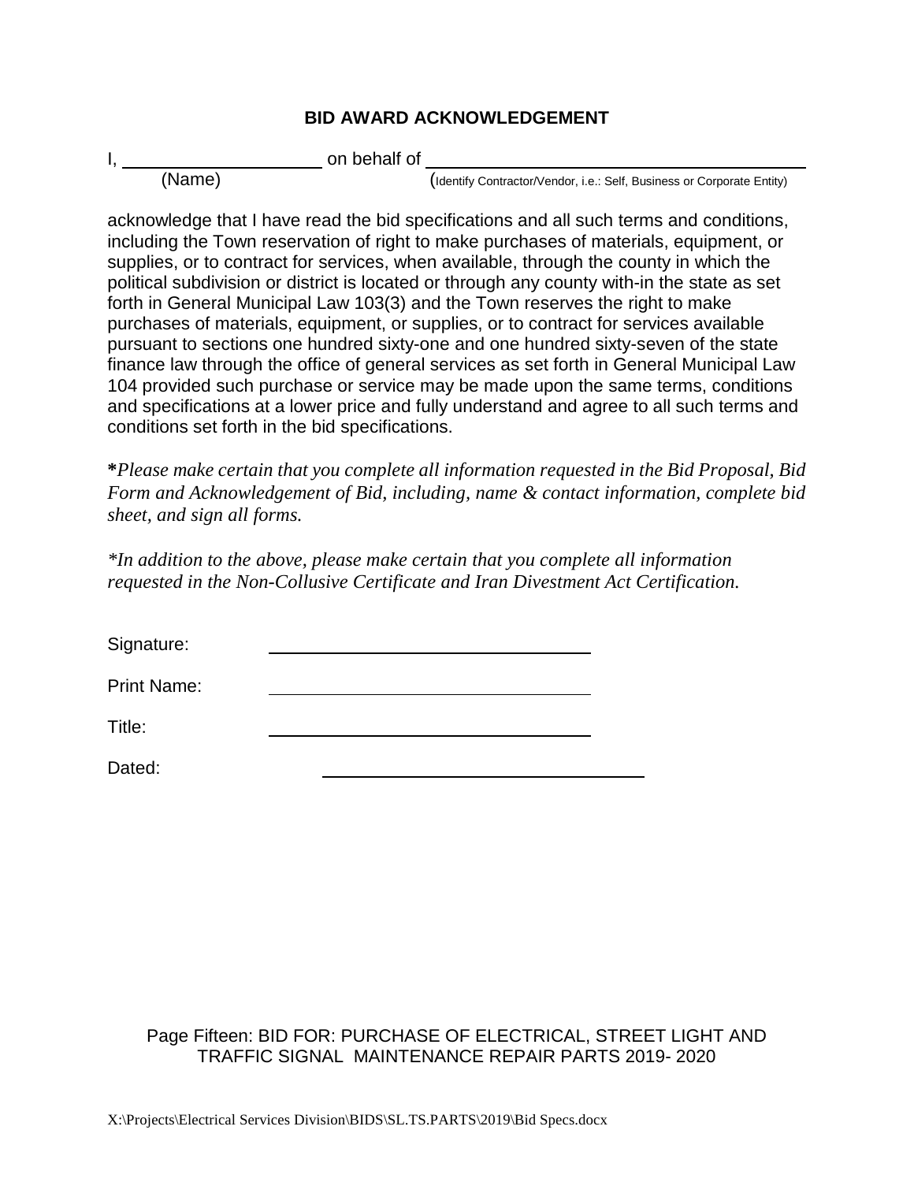## BID AWARD ACKNOWLEDGEMENT

I, ____________________ on behalf of ______________________________________
(Name) (Identify Contractor/Vendor, i.e.: Self, Business or Corporate Entity)

acknowledge that I have read the bid specifications and all such terms and conditions, including the Town reservation of right to make purchases of materials, equipment, or supplies, or to contract for services, when available, through the county in which the political subdivision or district is located or through any county with-in the state as set forth in General Municipal Law 103(3) and the Town reserves the right to make purchases of materials, equipment, or supplies, or to contract for services available pursuant to sections one hundred sixty-one and one hundred sixty-seven of the state finance law through the office of general services as set forth in General Municipal Law 104 provided such purchase or service may be made upon the same terms, conditions and specifications at a lower price and fully understand and agree to all such terms and conditions set forth in the bid specifications.

**\***_Please make certain that you complete all information requested in the Bid Proposal, Bid Form and Acknowledgement of Bid, including, name & contact information, complete bid sheet, and sign all forms._

_\*In addition to the above, please make certain that you complete all information requested in the Non-Collusive Certificate and Iran Divestment Act Certification._

Signature: ________________________________

Print Name: ________________________________

Title: ________________________________

Dated: ________________________________

Page Fifteen: BID FOR: PURCHASE OF ELECTRICAL, STREET LIGHT AND TRAFFIC SIGNAL MAINTENANCE REPAIR PARTS 2019- 2020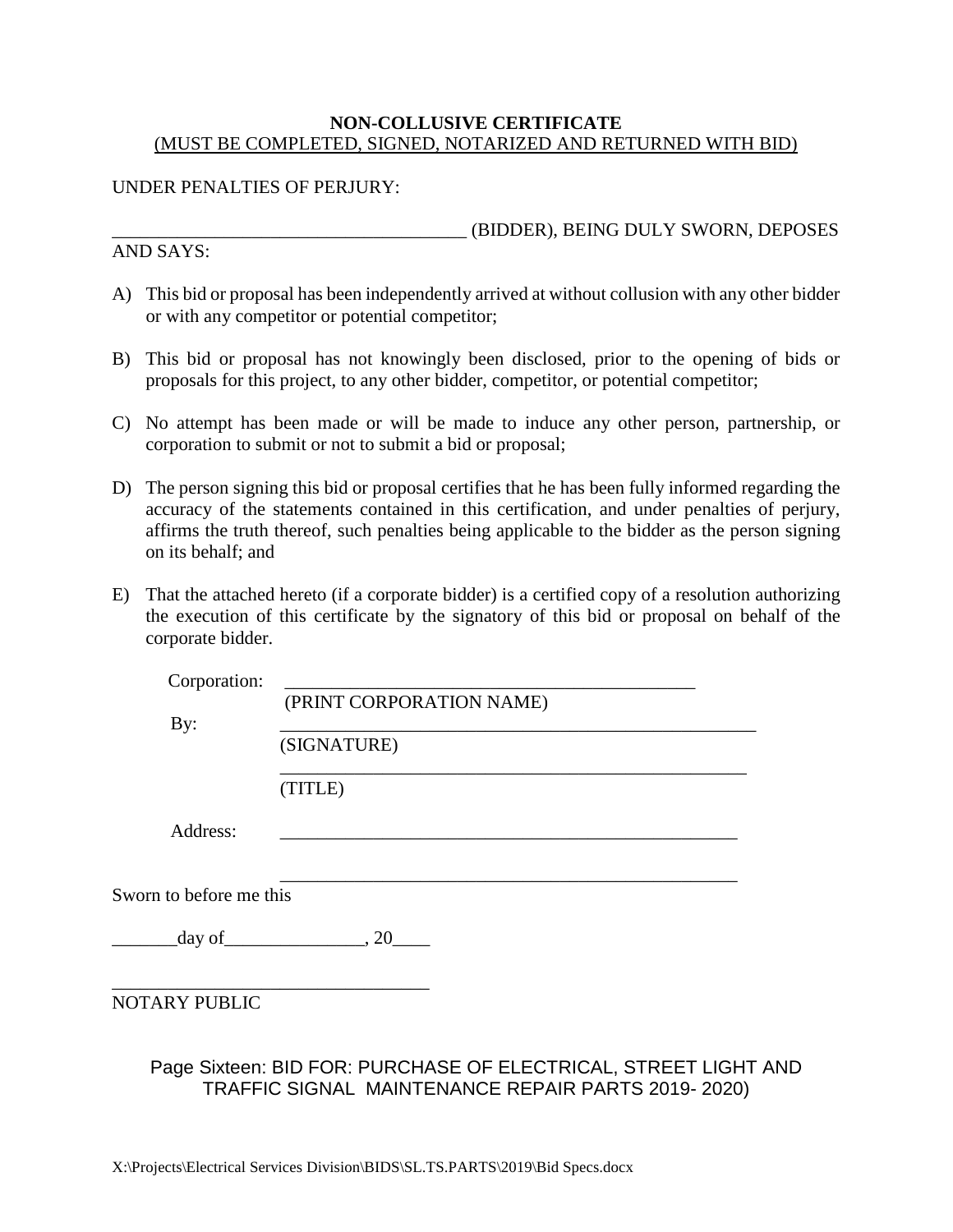# NON-COLLUSIVE CERTIFICATE

<u>(MUST BE COMPLETED, SIGNED, NOTARIZED AND RETURNED WITH BID)</u>

UNDER PENALTIES OF PERJURY:

_______________________________________ (BIDDER), BEING DULY SWORN, DEPOSES AND SAYS:

A) This bid or proposal has been independently arrived at without collusion with any other bidder or with any competitor or potential competitor;

B) This bid or proposal has not knowingly been disclosed, prior to the opening of bids or proposals for this project, to any other bidder, competitor, or potential competitor;

C) No attempt has been made or will be made to induce any other person, partnership, or corporation to submit or not to submit a bid or proposal;

D) The person signing this bid or proposal certifies that he has been fully informed regarding the accuracy of the statements contained in this certification, and under penalties of perjury, affirms the truth thereof, such penalties being applicable to the bidder as the person signing on its behalf; and

E) That the attached hereto (if a corporate bidder) is a certified copy of a resolution authorizing the execution of this certificate by the signatory of this bid or proposal on behalf of the corporate bidder.

Corporation: _______________________________________________
(PRINT CORPORATION NAME)

By: _______________________________________________
(SIGNATURE)

_______________________________________________
(TITLE)

Address: _______________________________________________

_______________________________________________

Sworn to before me this

_______day of_______________, 20____

_________________________________
NOTARY PUBLIC

Page Sixteen: BID FOR: PURCHASE OF ELECTRICAL, STREET LIGHT AND TRAFFIC SIGNAL MAINTENANCE REPAIR PARTS 2019- 2020)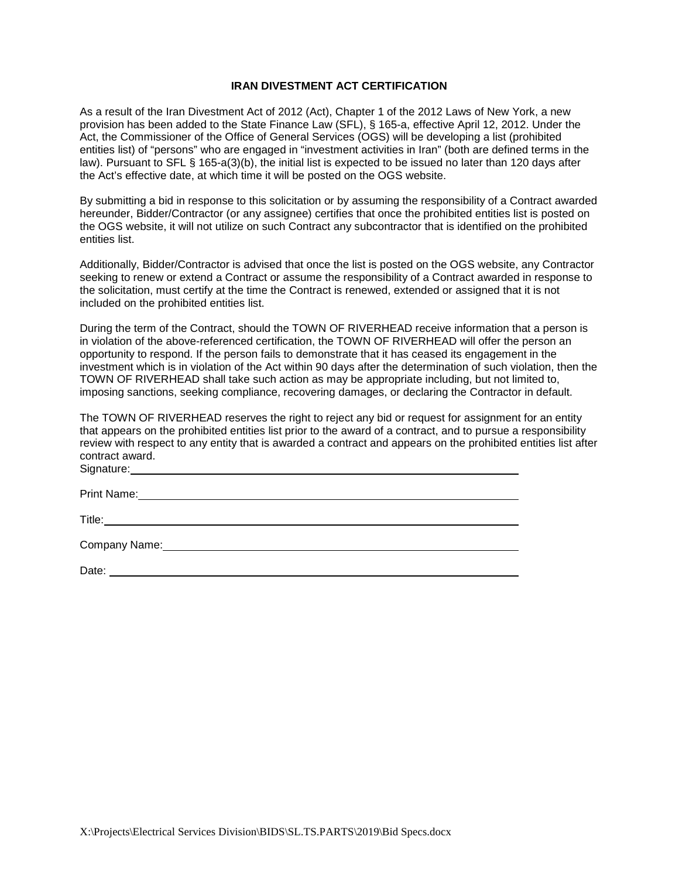## IRAN DIVESTMENT ACT CERTIFICATION

As a result of the Iran Divestment Act of 2012 (Act), Chapter 1 of the 2012 Laws of New York, a new provision has been added to the State Finance Law (SFL), § 165-a, effective April 12, 2012. Under the Act, the Commissioner of the Office of General Services (OGS) will be developing a list (prohibited entities list) of "persons" who are engaged in "investment activities in Iran" (both are defined terms in the law). Pursuant to SFL § 165-a(3)(b), the initial list is expected to be issued no later than 120 days after the Act's effective date, at which time it will be posted on the OGS website.

By submitting a bid in response to this solicitation or by assuming the responsibility of a Contract awarded hereunder, Bidder/Contractor (or any assignee) certifies that once the prohibited entities list is posted on the OGS website, it will not utilize on such Contract any subcontractor that is identified on the prohibited entities list.

Additionally, Bidder/Contractor is advised that once the list is posted on the OGS website, any Contractor seeking to renew or extend a Contract or assume the responsibility of a Contract awarded in response to the solicitation, must certify at the time the Contract is renewed, extended or assigned that it is not included on the prohibited entities list.

During the term of the Contract, should the TOWN OF RIVERHEAD receive information that a person is in violation of the above-referenced certification, the TOWN OF RIVERHEAD will offer the person an opportunity to respond. If the person fails to demonstrate that it has ceased its engagement in the investment which is in violation of the Act within 90 days after the determination of such violation, then the TOWN OF RIVERHEAD shall take such action as may be appropriate including, but not limited to, imposing sanctions, seeking compliance, recovering damages, or declaring the Contractor in default.

The TOWN OF RIVERHEAD reserves the right to reject any bid or request for assignment for an entity that appears on the prohibited entities list prior to the award of a contract, and to pursue a responsibility review with respect to any entity that is awarded a contract and appears on the prohibited entities list after contract award.

Signature:\_\_\_\_\_\_\_\_\_\_\_\_\_\_\_\_\_\_\_\_\_\_\_\_\_\_\_\_\_\_\_\_\_\_\_\_\_\_\_\_\_\_\_\_\_\_\_\_\_\_

Print Name:\_\_\_\_\_\_\_\_\_\_\_\_\_\_\_\_\_\_\_\_\_\_\_\_\_\_\_\_\_\_\_\_\_\_\_\_\_\_\_\_\_\_\_\_\_\_\_\_\_\_

Title:\_\_\_\_\_\_\_\_\_\_\_\_\_\_\_\_\_\_\_\_\_\_\_\_\_\_\_\_\_\_\_\_\_\_\_\_\_\_\_\_\_\_\_\_\_\_\_\_\_\_

Company Name:\_\_\_\_\_\_\_\_\_\_\_\_\_\_\_\_\_\_\_\_\_\_\_\_\_\_\_\_\_\_\_\_\_\_\_\_\_\_\_\_\_\_\_\_\_\_\_\_\_\_

Date: \_\_\_\_\_\_\_\_\_\_\_\_\_\_\_\_\_\_\_\_\_\_\_\_\_\_\_\_\_\_\_\_\_\_\_\_\_\_\_\_\_\_\_\_\_\_\_\_\_\_

X:\Projects\Electrical Services Division\BIDS\SL.TS.PARTS\2019\Bid Specs.docx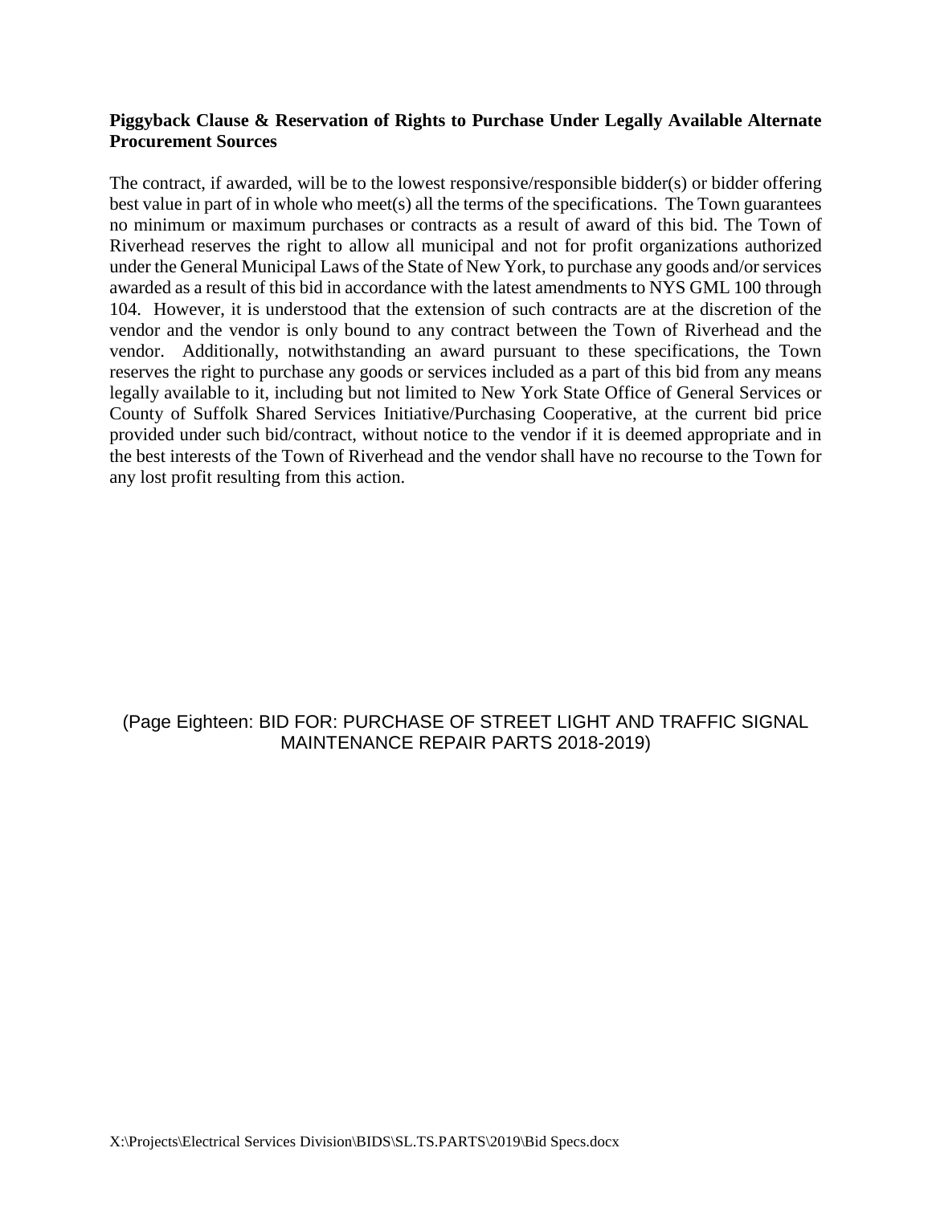**Piggyback Clause & Reservation of Rights to Purchase Under Legally Available Alternate Procurement Sources**

The contract, if awarded, will be to the lowest responsive/responsible bidder(s) or bidder offering best value in part of in whole who meet(s) all the terms of the specifications. The Town guarantees no minimum or maximum purchases or contracts as a result of award of this bid. The Town of Riverhead reserves the right to allow all municipal and not for profit organizations authorized under the General Municipal Laws of the State of New York, to purchase any goods and/or services awarded as a result of this bid in accordance with the latest amendments to NYS GML 100 through 104. However, it is understood that the extension of such contracts are at the discretion of the vendor and the vendor is only bound to any contract between the Town of Riverhead and the vendor. Additionally, notwithstanding an award pursuant to these specifications, the Town reserves the right to purchase any goods or services included as a part of this bid from any means legally available to it, including but not limited to New York State Office of General Services or County of Suffolk Shared Services Initiative/Purchasing Cooperative, at the current bid price provided under such bid/contract, without notice to the vendor if it is deemed appropriate and in the best interests of the Town of Riverhead and the vendor shall have no recourse to the Town for any lost profit resulting from this action.